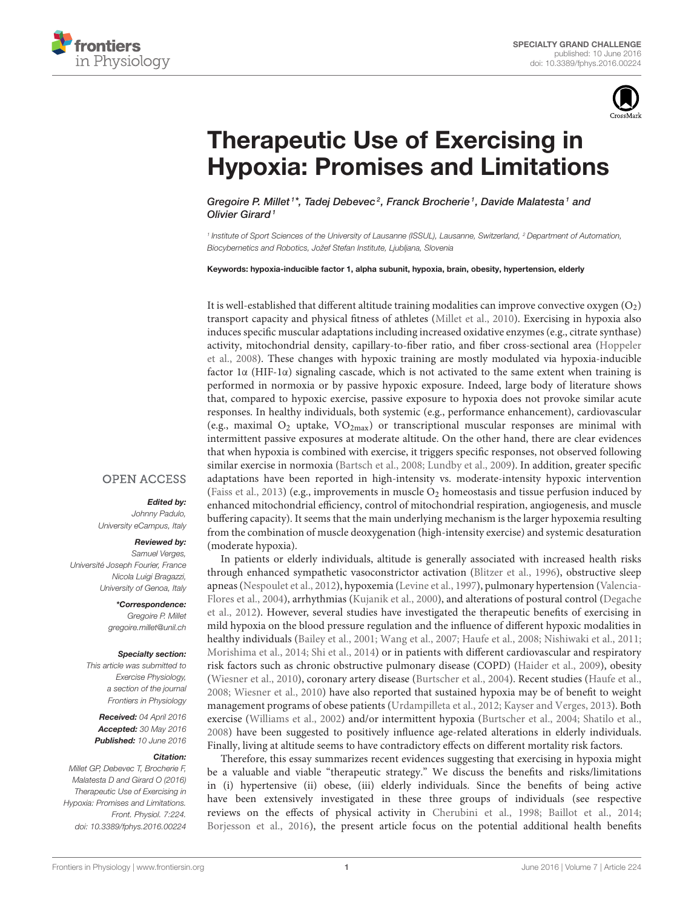SPECIALTY GRAND CHALLENGE
published: 10 June 2016
doi: 10.3389/fphys.2016.00224

# Therapeutic Use of Exercising in Hypoxia: Promises and Limitations

*Gregoire P. Millet[1]\*, Tadej Debevec[2], Franck Brocherie[1], Davide Malatesta[1] and Olivier Girard[1]*

[1] Institute of Sport Sciences of the University of Lausanne (ISSUL), Lausanne, Switzerland, [2] Department of Automation, Biocybernetics and Robotics, Jožef Stefan Institute, Ljubljana, Slovenia

**Keywords: hypoxia-inducible factor 1, alpha subunit, hypoxia, brain, obesity, hypertension, elderly**

OPEN ACCESS

***Edited by:***
*Johnny Padulo, University eCampus, Italy*

***Reviewed by:***
*Samuel Verges, Université Joseph Fourier, France*
*Nicola Luigi Bragazzi, University of Genoa, Italy*

***\*Correspondence:***
*Gregoire P. Millet*
*gregoire.millet@unil.ch*

***Specialty section:***
*This article was submitted to Exercise Physiology, a section of the journal Frontiers in Physiology*

***Received:*** *04 April 2016*
***Accepted:*** *30 May 2016*
***Published:*** *10 June 2016*

***Citation:***
*Millet GP, Debevec T, Brocherie F, Malatesta D and Girard O (2016) Therapeutic Use of Exercising in Hypoxia: Promises and Limitations. Front. Physiol. 7:224. doi: 10.3389/fphys.2016.00224*

It is well-established that different altitude training modalities can improve convective oxygen ($O_2$) transport capacity and physical fitness of athletes (Millet et al., 2010). Exercising in hypoxia also induces specific muscular adaptations including increased oxidative enzymes (e.g., citrate synthase) activity, mitochondrial density, capillary-to-fiber ratio, and fiber cross-sectional area (Hoppeler et al., 2008). These changes with hypoxic training are mostly modulated via hypoxia-inducible factor 1α (HIF-1α) signaling cascade, which is not activated to the same extent when training is performed in normoxia or by passive hypoxic exposure. Indeed, large body of literature shows that, compared to hypoxic exercise, passive exposure to hypoxia does not provoke similar acute responses. In healthy individuals, both systemic (e.g., performance enhancement), cardiovascular (e.g., maximal $O_2$ uptake, $VO_{2max}$) or transcriptional muscular responses are minimal with intermittent passive exposures at moderate altitude. On the other hand, there are clear evidences that when hypoxia is combined with exercise, it triggers specific responses, not observed following similar exercise in normoxia (Bartsch et al., 2008; Lundby et al., 2009). In addition, greater specific adaptations have been reported in high-intensity vs. moderate-intensity hypoxic intervention (Faiss et al., 2013) (e.g., improvements in muscle $O_2$ homeostasis and tissue perfusion induced by enhanced mitochondrial efficiency, control of mitochondrial respiration, angiogenesis, and muscle buffering capacity). It seems that the main underlying mechanism is the larger hypoxemia resulting from the combination of muscle deoxygenation (high-intensity exercise) and systemic desaturation (moderate hypoxia).

In patients or elderly individuals, altitude is generally associated with increased health risks through enhanced sympathetic vasoconstrictor activation (Blitzer et al., 1996), obstructive sleep apneas (Nespoulet et al., 2012), hypoxemia (Levine et al., 1997), pulmonary hypertension (Valencia-Flores et al., 2004), arrhythmias (Kujanik et al., 2000), and alterations of postural control (Degache et al., 2012). However, several studies have investigated the therapeutic benefits of exercising in mild hypoxia on the blood pressure regulation and the influence of different hypoxic modalities in healthy individuals (Bailey et al., 2001; Wang et al., 2007; Haufe et al., 2008; Nishiwaki et al., 2011; Morishima et al., 2014; Shi et al., 2014) or in patients with different cardiovascular and respiratory risk factors such as chronic obstructive pulmonary disease (COPD) (Haider et al., 2009), obesity (Wiesner et al., 2010), coronary artery disease (Burtscher et al., 2004). Recent studies (Haufe et al., 2008; Wiesner et al., 2010) have also reported that sustained hypoxia may be of benefit to weight management programs of obese patients (Urdampilleta et al., 2012; Kayser and Verges, 2013). Both exercise (Williams et al., 2002) and/or intermittent hypoxia (Burtscher et al., 2004; Shatilo et al., 2008) have been suggested to positively influence age-related alterations in elderly individuals. Finally, living at altitude seems to have contradictory effects on different mortality risk factors.

Therefore, this essay summarizes recent evidences suggesting that exercising in hypoxia might be a valuable and viable "therapeutic strategy." We discuss the benefits and risks/limitations in (i) hypertensive (ii) obese, (iii) elderly individuals. Since the benefits of being active have been extensively investigated in these three groups of individuals (see respective reviews on the effects of physical activity in Cherubini et al., 1998; Baillot et al., 2014; Borjesson et al., 2016), the present article focus on the potential additional health benefits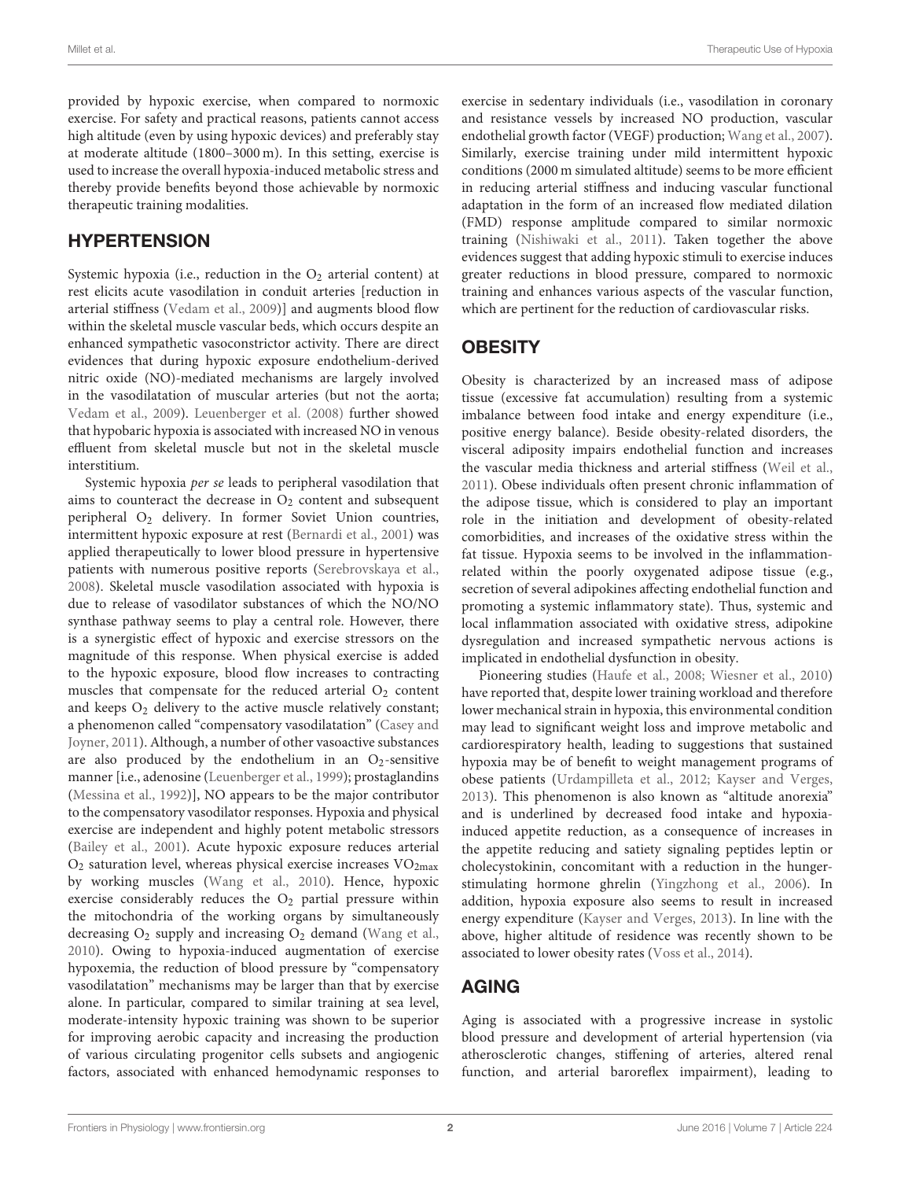provided by hypoxic exercise, when compared to normoxic exercise. For safety and practical reasons, patients cannot access high altitude (even by using hypoxic devices) and preferably stay at moderate altitude (1800–3000 m). In this setting, exercise is used to increase the overall hypoxia-induced metabolic stress and thereby provide benefits beyond those achievable by normoxic therapeutic training modalities.

## HYPERTENSION

Systemic hypoxia (i.e., reduction in the $O_2$ arterial content) at rest elicits acute vasodilation in conduit arteries [reduction in arterial stiffness (Vedam et al., 2009)] and augments blood flow within the skeletal muscle vascular beds, which occurs despite an enhanced sympathetic vasoconstrictor activity. There are direct evidences that during hypoxic exposure endothelium-derived nitric oxide (NO)-mediated mechanisms are largely involved in the vasodilatation of muscular arteries (but not the aorta; Vedam et al., 2009). Leuenberger et al. (2008) further showed that hypobaric hypoxia is associated with increased NO in venous effluent from skeletal muscle but not in the skeletal muscle interstitium.

Systemic hypoxia *per se* leads to peripheral vasodilation that aims to counteract the decrease in $O_2$ content and subsequent peripheral $O_2$ delivery. In former Soviet Union countries, intermittent hypoxic exposure at rest (Bernardi et al., 2001) was applied therapeutically to lower blood pressure in hypertensive patients with numerous positive reports (Serebrovskaya et al., 2008). Skeletal muscle vasodilation associated with hypoxia is due to release of vasodilator substances of which the NO/NO synthase pathway seems to play a central role. However, there is a synergistic effect of hypoxic and exercise stressors on the magnitude of this response. When physical exercise is added to the hypoxic exposure, blood flow increases to contracting muscles that compensate for the reduced arterial $O_2$ content and keeps $O_2$ delivery to the active muscle relatively constant; a phenomenon called "compensatory vasodilatation" (Casey and Joyner, 2011). Although, a number of other vasoactive substances are also produced by the endothelium in an $O_2$-sensitive manner [i.e., adenosine (Leuenberger et al., 1999); prostaglandins (Messina et al., 1992)], NO appears to be the major contributor to the compensatory vasodilator responses. Hypoxia and physical exercise are independent and highly potent metabolic stressors (Bailey et al., 2001). Acute hypoxic exposure reduces arterial $O_2$ saturation level, whereas physical exercise increases $VO_{2max}$ by working muscles (Wang et al., 2010). Hence, hypoxic exercise considerably reduces the $O_2$ partial pressure within the mitochondria of the working organs by simultaneously decreasing $O_2$ supply and increasing $O_2$ demand (Wang et al., 2010). Owing to hypoxia-induced augmentation of exercise hypoxemia, the reduction of blood pressure by "compensatory vasodilatation" mechanisms may be larger than that by exercise alone. In particular, compared to similar training at sea level, moderate-intensity hypoxic training was shown to be superior for improving aerobic capacity and increasing the production of various circulating progenitor cells subsets and angiogenic factors, associated with enhanced hemodynamic responses to exercise in sedentary individuals (i.e., vasodilation in coronary and resistance vessels by increased NO production, vascular endothelial growth factor (VEGF) production; Wang et al., 2007). Similarly, exercise training under mild intermittent hypoxic conditions (2000 m simulated altitude) seems to be more efficient in reducing arterial stiffness and inducing vascular functional adaptation in the form of an increased flow mediated dilation (FMD) response amplitude compared to similar normoxic training (Nishiwaki et al., 2011). Taken together the above evidences suggest that adding hypoxic stimuli to exercise induces greater reductions in blood pressure, compared to normoxic training and enhances various aspects of the vascular function, which are pertinent for the reduction of cardiovascular risks.

## OBESITY

Obesity is characterized by an increased mass of adipose tissue (excessive fat accumulation) resulting from a systemic imbalance between food intake and energy expenditure (i.e., positive energy balance). Beside obesity-related disorders, the visceral adiposity impairs endothelial function and increases the vascular media thickness and arterial stiffness (Weil et al., 2011). Obese individuals often present chronic inflammation of the adipose tissue, which is considered to play an important role in the initiation and development of obesity-related comorbidities, and increases of the oxidative stress within the fat tissue. Hypoxia seems to be involved in the inflammation-related within the poorly oxygenated adipose tissue (e.g., secretion of several adipokines affecting endothelial function and promoting a systemic inflammatory state). Thus, systemic and local inflammation associated with oxidative stress, adipokine dysregulation and increased sympathetic nervous actions is implicated in endothelial dysfunction in obesity.

Pioneering studies (Haufe et al., 2008; Wiesner et al., 2010) have reported that, despite lower training workload and therefore lower mechanical strain in hypoxia, this environmental condition may lead to significant weight loss and improve metabolic and cardiorespiratory health, leading to suggestions that sustained hypoxia may be of benefit to weight management programs of obese patients (Urdampilleta et al., 2012; Kayser and Verges, 2013). This phenomenon is also known as "altitude anorexia" and is underlined by decreased food intake and hypoxia-induced appetite reduction, as a consequence of increases in the appetite reducing and satiety signaling peptides leptin or cholecystokinin, concomitant with a reduction in the hunger-stimulating hormone ghrelin (Yingzhong et al., 2006). In addition, hypoxia exposure also seems to result in increased energy expenditure (Kayser and Verges, 2013). In line with the above, higher altitude of residence was recently shown to be associated to lower obesity rates (Voss et al., 2014).

## AGING

Aging is associated with a progressive increase in systolic blood pressure and development of arterial hypertension (via atherosclerotic changes, stiffening of arteries, altered renal function, and arterial baroreflex impairment), leading to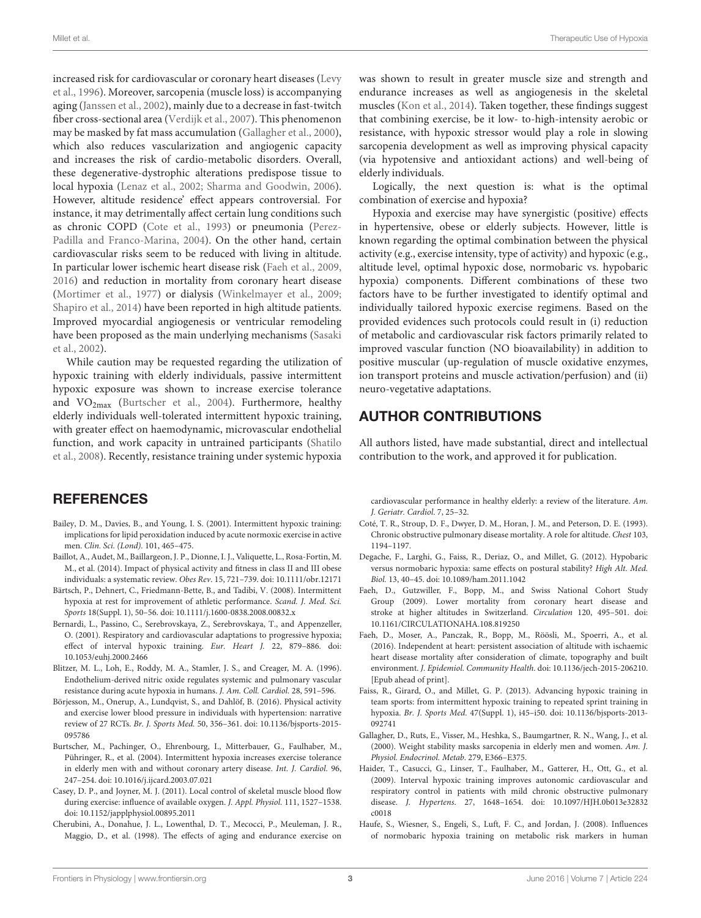increased risk for cardiovascular or coronary heart diseases (Levy et al., 1996). Moreover, sarcopenia (muscle loss) is accompanying aging (Janssen et al., 2002), mainly due to a decrease in fast-twitch fiber cross-sectional area (Verdijk et al., 2007). This phenomenon may be masked by fat mass accumulation (Gallagher et al., 2000), which also reduces vascularization and angiogenic capacity and increases the risk of cardio-metabolic disorders. Overall, these degenerative-dystrophic alterations predispose tissue to local hypoxia (Lenaz et al., 2002; Sharma and Goodwin, 2006). However, altitude residence' effect appears controversial. For instance, it may detrimentally affect certain lung conditions such as chronic COPD (Cote et al., 1993) or pneumonia (Perez-Padilla and Franco-Marina, 2004). On the other hand, certain cardiovascular risks seem to be reduced with living in altitude. In particular lower ischemic heart disease risk (Faeh et al., 2009, 2016) and reduction in mortality from coronary heart disease (Mortimer et al., 1977) or dialysis (Winkelmayer et al., 2009; Shapiro et al., 2014) have been reported in high altitude patients. Improved myocardial angiogenesis or ventricular remodeling have been proposed as the main underlying mechanisms (Sasaki et al., 2002).

While caution may be requested regarding the utilization of hypoxic training with elderly individuals, passive intermittent hypoxic exposure was shown to increase exercise tolerance and $VO_{2max}$ (Burtscher et al., 2004). Furthermore, healthy elderly individuals well-tolerated intermittent hypoxic training, with greater effect on haemodynamic, microvascular endothelial function, and work capacity in untrained participants (Shatilo et al., 2008). Recently, resistance training under systemic hypoxia was shown to result in greater muscle size and strength and endurance increases as well as angiogenesis in the skeletal muscles (Kon et al., 2014). Taken together, these findings suggest that combining exercise, be it low- to-high-intensity aerobic or resistance, with hypoxic stressor would play a role in slowing sarcopenia development as well as improving physical capacity (via hypotensive and antioxidant actions) and well-being of elderly individuals.

Logically, the next question is: what is the optimal combination of exercise and hypoxia?

Hypoxia and exercise may have synergistic (positive) effects in hypertensive, obese or elderly subjects. However, little is known regarding the optimal combination between the physical activity (e.g., exercise intensity, type of activity) and hypoxic (e.g., altitude level, optimal hypoxic dose, normobaric vs. hypobaric hypoxia) components. Different combinations of these two factors have to be further investigated to identify optimal and individually tailored hypoxic exercise regimens. Based on the provided evidences such protocols could result in (i) reduction of metabolic and cardiovascular risk factors primarily related to improved vascular function (NO bioavailability) in addition to positive muscular (up-regulation of muscle oxidative enzymes, ion transport proteins and muscle activation/perfusion) and (ii) neuro-vegetative adaptations.

## AUTHOR CONTRIBUTIONS

All authors listed, have made substantial, direct and intellectual contribution to the work, and approved it for publication.

## REFERENCES

Bailey, D. M., Davies, B., and Young, I. S. (2001). Intermittent hypoxic training: implications for lipid peroxidation induced by acute normoxic exercise in active men. *Clin. Sci. (Lond).* 101, 465–475.

Baillot, A., Audet, M., Baillargeon, J. P., Dionne, I. J., Valiquette, L., Rosa-Fortin, M. M., et al. (2014). Impact of physical activity and fitness in class II and III obese individuals: a systematic review. *Obes Rev*. 15, 721–739. doi: 10.1111/obr.12171

Bärtsch, P., Dehnert, C., Friedmann-Bette, B., and Tadibi, V. (2008). Intermittent hypoxia at rest for improvement of athletic performance. *Scand. J. Med. Sci. Sports* 18(Suppl. 1), 50–56. doi: 10.1111/j.1600-0838.2008.00832.x

Bernardi, L., Passino, C., Serebrovskaya, Z., Serebrovskaya, T., and Appenzeller, O. (2001). Respiratory and cardiovascular adaptations to progressive hypoxia; effect of interval hypoxic training. *Eur. Heart J.* 22, 879–886. doi: 10.1053/euhj.2000.2466

Blitzer, M. L., Loh, E., Roddy, M. A., Stamler, J. S., and Creager, M. A. (1996). Endothelium-derived nitric oxide regulates systemic and pulmonary vascular resistance during acute hypoxia in humans. *J. Am. Coll. Cardiol.* 28, 591–596.

Börjesson, M., Onerup, A., Lundqvist, S., and Dahlöf, B. (2016). Physical activity and exercise lower blood pressure in individuals with hypertension: narrative review of 27 RCTs. *Br. J. Sports Med.* 50, 356–361. doi: 10.1136/bjsports-2015-095786

Burtscher, M., Pachinger, O., Ehrenbourg, I., Mitterbauer, G., Faulhaber, M., Pühringer, R., et al. (2004). Intermittent hypoxia increases exercise tolerance in elderly men with and without coronary artery disease. *Int. J. Cardiol.* 96, 247–254. doi: 10.1016/j.ijcard.2003.07.021

Casey, D. P., and Joyner, M. J. (2011). Local control of skeletal muscle blood flow during exercise: influence of available oxygen. *J. Appl. Physiol.* 111, 1527–1538. doi: 10.1152/japplphysiol.00895.2011

Cherubini, A., Donahue, J. L., Lowenthal, D. T., Mecocci, P., Meuleman, J. R., Maggio, D., et al. (1998). The effects of aging and endurance exercise on cardiovascular performance in healthy elderly: a review of the literature. *Am. J. Geriatr. Cardiol.* 7, 25–32.

Coté, T. R., Stroup, D. F., Dwyer, D. M., Horan, J. M., and Peterson, D. E. (1993). Chronic obstructive pulmonary disease mortality. A role for altitude. *Chest* 103, 1194–1197.

Degache, F., Larghi, G., Faiss, R., Deriaz, O., and Millet, G. (2012). Hypobaric versus normobaric hypoxia: same effects on postural stability? *High Alt. Med. Biol.* 13, 40–45. doi: 10.1089/ham.2011.1042

Faeh, D., Gutzwiller, F., Bopp, M., and Swiss National Cohort Study Group (2009). Lower mortality from coronary heart disease and stroke at higher altitudes in Switzerland. *Circulation* 120, 495–501. doi: 10.1161/CIRCULATIONAHA.108.819250

Faeh, D., Moser, A., Panczak, R., Bopp, M., Röösli, M., Spoerri, A., et al. (2016). Independent at heart: persistent association of altitude with ischaemic heart disease mortality after consideration of climate, topography and built environment. *J. Epidemiol. Community Health*. doi: 10.1136/jech-2015-206210. [Epub ahead of print].

Faiss, R., Girard, O., and Millet, G. P. (2013). Advancing hypoxic training in team sports: from intermittent hypoxic training to repeated sprint training in hypoxia. *Br. J. Sports Med.* 47(Suppl. 1), i45–i50. doi: 10.1136/bjsports-2013-092741

Gallagher, D., Ruts, E., Visser, M., Heshka, S., Baumgartner, R. N., Wang, J., et al. (2000). Weight stability masks sarcopenia in elderly men and women. *Am. J. Physiol. Endocrinol. Metab.* 279, E366–E375.

Haider, T., Casucci, G., Linser, T., Faulhaber, M., Gatterer, H., Ott, G., et al. (2009). Interval hypoxic training improves autonomic cardiovascular and respiratory control in patients with mild chronic obstructive pulmonary disease. *J. Hypertens*. 27, 1648–1654. doi: 10.1097/HJH.0b013e32832c0018

Haufe, S., Wiesner, S., Engeli, S., Luft, F. C., and Jordan, J. (2008). Influences of normobaric hypoxia training on metabolic risk markers in human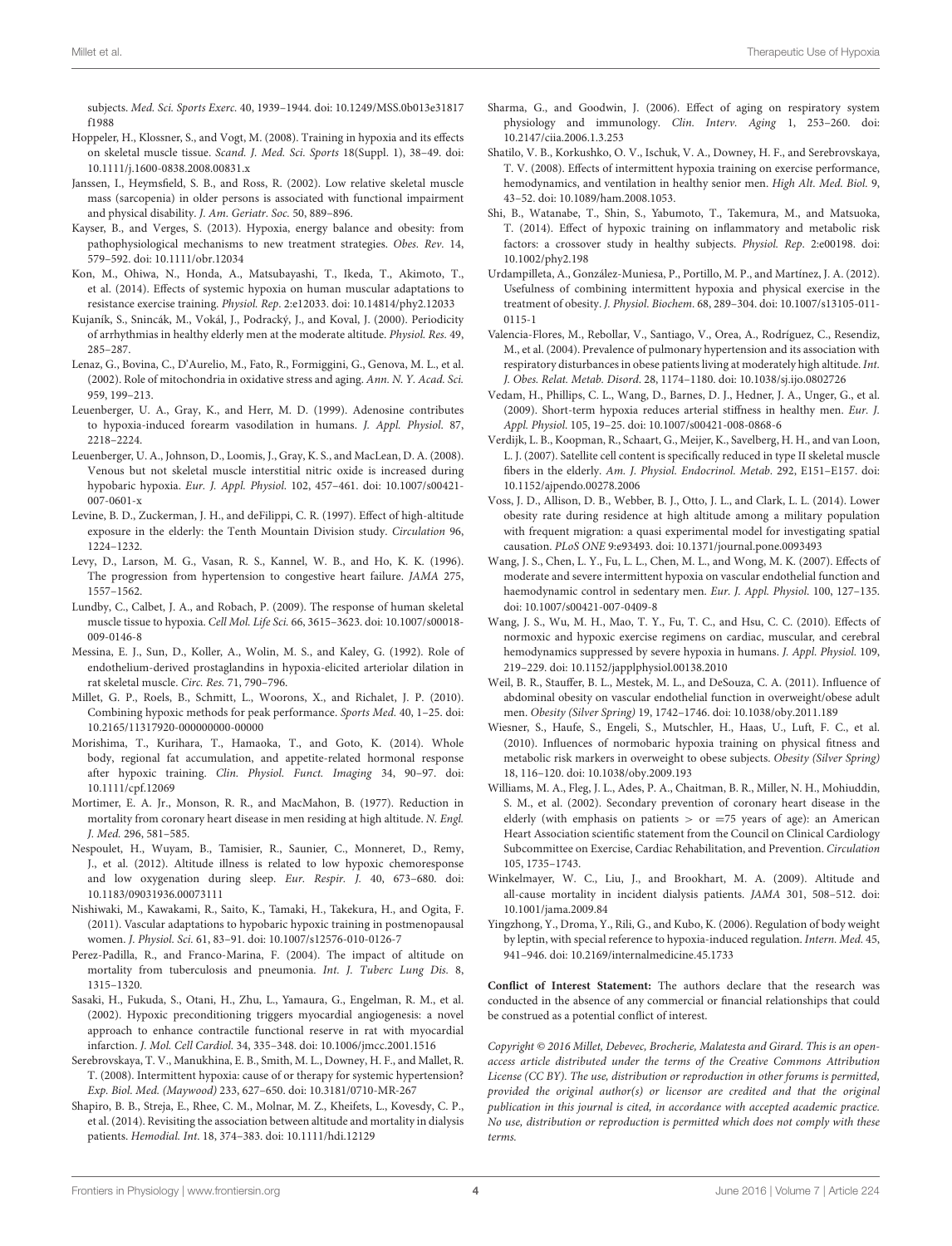subjects. *Med. Sci. Sports Exerc.* 40, 1939–1944. doi: 10.1249/MSS.0b013e31817f1988

Hoppeler, H., Klossner, S., and Vogt, M. (2008). Training in hypoxia and its effects on skeletal muscle tissue. *Scand. J. Med. Sci. Sports* 18(Suppl. 1), 38–49. doi: 10.1111/j.1600-0838.2008.00831.x

Janssen, I., Heymsfield, S. B., and Ross, R. (2002). Low relative skeletal muscle mass (sarcopenia) in older persons is associated with functional impairment and physical disability. *J. Am. Geriatr. Soc.* 50, 889–896.

Kayser, B., and Verges, S. (2013). Hypoxia, energy balance and obesity: from pathophysiological mechanisms to new treatment strategies. *Obes. Rev.* 14, 579–592. doi: 10.1111/obr.12034

Kon, M., Ohiwa, N., Honda, A., Matsubayashi, T., Ikeda, T., Akimoto, T., et al. (2014). Effects of systemic hypoxia on human muscular adaptations to resistance exercise training. *Physiol. Rep.* 2:e12033. doi: 10.14814/phy2.12033

Kujaník, S., Snincák, M., Vokál, J., Podracký, J., and Koval, J. (2000). Periodicity of arrhythmias in healthy elderly men at the moderate altitude. *Physiol. Res.* 49, 285–287.

Lenaz, G., Bovina, C., D'Aurelio, M., Fato, R., Formiggini, G., Genova, M. L., et al. (2002). Role of mitochondria in oxidative stress and aging. *Ann. N. Y. Acad. Sci.* 959, 199–213.

Leuenberger, U. A., Gray, K., and Herr, M. D. (1999). Adenosine contributes to hypoxia-induced forearm vasodilation in humans. *J. Appl. Physiol.* 87, 2218–2224.

Leuenberger, U. A., Johnson, D., Loomis, J., Gray, K. S., and MacLean, D. A. (2008). Venous but not skeletal muscle interstitial nitric oxide is increased during hypobaric hypoxia. *Eur. J. Appl. Physiol.* 102, 457–461. doi: 10.1007/s00421-007-0601-x

Levine, B. D., Zuckerman, J. H., and deFilippi, C. R. (1997). Effect of high-altitude exposure in the elderly: the Tenth Mountain Division study. *Circulation* 96, 1224–1232.

Levy, D., Larson, M. G., Vasan, R. S., Kannel, W. B., and Ho, K. K. (1996). The progression from hypertension to congestive heart failure. *JAMA* 275, 1557–1562.

Lundby, C., Calbet, J. A., and Robach, P. (2009). The response of human skeletal muscle tissue to hypoxia. *Cell Mol. Life Sci.* 66, 3615–3623. doi: 10.1007/s00018-009-0146-8

Messina, E. J., Sun, D., Koller, A., Wolin, M. S., and Kaley, G. (1992). Role of endothelium-derived prostaglandins in hypoxia-elicited arteriolar dilation in rat skeletal muscle. *Circ. Res.* 71, 790–796.

Millet, G. P., Roels, B., Schmitt, L., Woorons, X., and Richalet, J. P. (2010). Combining hypoxic methods for peak performance. *Sports Med.* 40, 1–25. doi: 10.2165/11317920-000000000-00000

Morishima, T., Kurihara, T., Hamaoka, T., and Goto, K. (2014). Whole body, regional fat accumulation, and appetite-related hormonal response after hypoxic training. *Clin. Physiol. Funct. Imaging* 34, 90–97. doi: 10.1111/cpf.12069

Mortimer, E. A. Jr., Monson, R. R., and MacMahon, B. (1977). Reduction in mortality from coronary heart disease in men residing at high altitude. *N. Engl. J. Med.* 296, 581–585.

Nespoulet, H., Wuyam, B., Tamisier, R., Saunier, C., Monneret, D., Remy, J., et al. (2012). Altitude illness is related to low hypoxic chemoresponse and low oxygenation during sleep. *Eur. Respir. J.* 40, 673–680. doi: 10.1183/09031936.00073111

Nishiwaki, M., Kawakami, R., Saito, K., Tamaki, H., Takekura, H., and Ogita, F. (2011). Vascular adaptations to hypobaric hypoxic training in postmenopausal women. *J. Physiol. Sci.* 61, 83–91. doi: 10.1007/s12576-010-0126-7

Perez-Padilla, R., and Franco-Marina, F. (2004). The impact of altitude on mortality from tuberculosis and pneumonia. *Int. J. Tuberc Lung Dis.* 8, 1315–1320.

Sasaki, H., Fukuda, S., Otani, H., Zhu, L., Yamaura, G., Engelman, R. M., et al. (2002). Hypoxic preconditioning triggers myocardial angiogenesis: a novel approach to enhance contractile functional reserve in rat with myocardial infarction. *J. Mol. Cell Cardiol.* 34, 335–348. doi: 10.1006/jmcc.2001.1516

Serebrovskaya, T. V., Manukhina, E. B., Smith, M. L., Downey, H. F., and Mallet, R. T. (2008). Intermittent hypoxia: cause of or therapy for systemic hypertension? *Exp. Biol. Med. (Maywood)* 233, 627–650. doi: 10.3181/0710-MR-267

Shapiro, B. B., Streja, E., Rhee, C. M., Molnar, M. Z., Kheifets, L., Kovesdy, C. P., et al. (2014). Revisiting the association between altitude and mortality in dialysis patients. *Hemodial. Int.* 18, 374–383. doi: 10.1111/hdi.12129

Sharma, G., and Goodwin, J. (2006). Effect of aging on respiratory system physiology and immunology. *Clin. Interv. Aging* 1, 253–260. doi: 10.2147/ciia.2006.1.3.253

Shatilo, V. B., Korkushko, O. V., Ischuk, V. A., Downey, H. F., and Serebrovskaya, T. V. (2008). Effects of intermittent hypoxia training on exercise performance, hemodynamics, and ventilation in healthy senior men. *High Alt. Med. Biol.* 9, 43–52. doi: 10.1089/ham.2008.1053.

Shi, B., Watanabe, T., Shin, S., Yabumoto, T., Takemura, M., and Matsuoka, T. (2014). Effect of hypoxic training on inflammatory and metabolic risk factors: a crossover study in healthy subjects. *Physiol. Rep.* 2:e00198. doi: 10.1002/phy2.198

Urdampilleta, A., González-Muniesa, P., Portillo, M. P., and Martínez, J. A. (2012). Usefulness of combining intermittent hypoxia and physical exercise in the treatment of obesity. *J. Physiol. Biochem.* 68, 289–304. doi: 10.1007/s13105-011-0115-1

Valencia-Flores, M., Rebollar, V., Santiago, V., Orea, A., Rodríguez, C., Resendiz, M., et al. (2004). Prevalence of pulmonary hypertension and its association with respiratory disturbances in obese patients living at moderately high altitude. *Int. J. Obes. Relat. Metab. Disord.* 28, 1174–1180. doi: 10.1038/sj.ijo.0802726

Vedam, H., Phillips, C. L., Wang, D., Barnes, D. J., Hedner, J. A., Unger, G., et al. (2009). Short-term hypoxia reduces arterial stiffness in healthy men. *Eur. J. Appl. Physiol.* 105, 19–25. doi: 10.1007/s00421-008-0868-6

Verdijk, L. B., Koopman, R., Schaart, G., Meijer, K., Savelberg, H. H., and van Loon, L. J. (2007). Satellite cell content is specifically reduced in type II skeletal muscle fibers in the elderly. *Am. J. Physiol. Endocrinol. Metab.* 292, E151–E157. doi: 10.1152/ajpendo.00278.2006

Voss, J. D., Allison, D. B., Webber, B. J., Otto, J. L., and Clark, L. L. (2014). Lower obesity rate during residence at high altitude among a military population with frequent migration: a quasi experimental model for investigating spatial causation. *PLoS ONE* 9:e93493. doi: 10.1371/journal.pone.0093493

Wang, J. S., Chen, L. Y., Fu, L. L., Chen, M. L., and Wong, M. K. (2007). Effects of moderate and severe intermittent hypoxia on vascular endothelial function and haemodynamic control in sedentary men. *Eur. J. Appl. Physiol.* 100, 127–135. doi: 10.1007/s00421-007-0409-8

Wang, J. S., Wu, M. H., Mao, T. Y., Fu, T. C., and Hsu, C. C. (2010). Effects of normoxic and hypoxic exercise regimens on cardiac, muscular, and cerebral hemodynamics suppressed by severe hypoxia in humans. *J. Appl. Physiol.* 109, 219–229. doi: 10.1152/japplphysiol.00138.2010

Weil, B. R., Stauffer, B. L., Mestek, M. L., and DeSouza, C. A. (2011). Influence of abdominal obesity on vascular endothelial function in overweight/obese adult men. *Obesity (Silver Spring)* 19, 1742–1746. doi: 10.1038/oby.2011.189

Wiesner, S., Haufe, S., Engeli, S., Mutschler, H., Haas, U., Luft, F. C., et al. (2010). Influences of normobaric hypoxia training on physical fitness and metabolic risk markers in overweight to obese subjects. *Obesity (Silver Spring)* 18, 116–120. doi: 10.1038/oby.2009.193

Williams, M. A., Fleg, J. L., Ades, P. A., Chaitman, B. R., Miller, N. H., Mohiuddin, S. M., et al. (2002). Secondary prevention of coronary heart disease in the elderly (with emphasis on patients > or =75 years of age): an American Heart Association scientific statement from the Council on Clinical Cardiology Subcommittee on Exercise, Cardiac Rehabilitation, and Prevention. *Circulation* 105, 1735–1743.

Winkelmayer, W. C., Liu, J., and Brookhart, M. A. (2009). Altitude and all-cause mortality in incident dialysis patients. *JAMA* 301, 508–512. doi: 10.1001/jama.2009.84

Yingzhong, Y., Droma, Y., Rili, G., and Kubo, K. (2006). Regulation of body weight by leptin, with special reference to hypoxia-induced regulation. *Intern. Med.* 45, 941–946. doi: 10.2169/internalmedicine.45.1733

**Conflict of Interest Statement:** The authors declare that the research was conducted in the absence of any commercial or financial relationships that could be construed as a potential conflict of interest.

*Copyright © 2016 Millet, Debevec, Brocherie, Malatesta and Girard. This is an open-access article distributed under the terms of the Creative Commons Attribution License (CC BY). The use, distribution or reproduction in other forums is permitted, provided the original author(s) or licensor are credited and that the original publication in this journal is cited, in accordance with accepted academic practice. No use, distribution or reproduction is permitted which does not comply with these terms.*